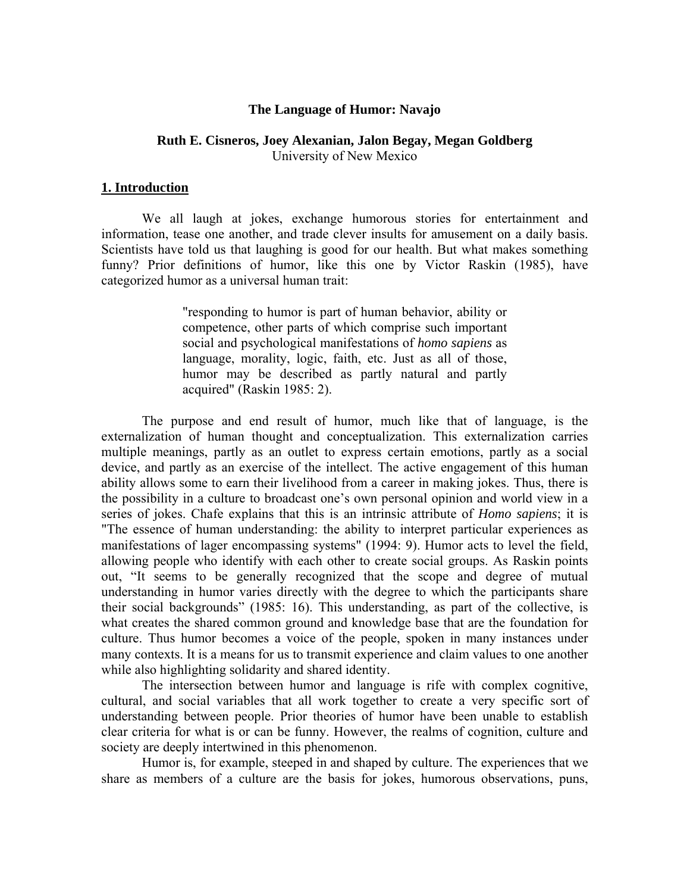# The Language of Humor: Navajo

**Ruth E. Cisneros, Joey Alexanian, Jalon Begay, Megan Goldberg**
University of New Mexico

## 1. Introduction

We all laugh at jokes, exchange humorous stories for entertainment and information, tease one another, and trade clever insults for amusement on a daily basis. Scientists have told us that laughing is good for our health. But what makes something funny? Prior definitions of humor, like this one by Victor Raskin (1985), have categorized humor as a universal human trait:

> "responding to humor is part of human behavior, ability or competence, other parts of which comprise such important social and psychological manifestations of *homo sapiens* as language, morality, logic, faith, etc. Just as all of those, humor may be described as partly natural and partly acquired" (Raskin 1985: 2).

The purpose and end result of humor, much like that of language, is the externalization of human thought and conceptualization. This externalization carries multiple meanings, partly as an outlet to express certain emotions, partly as a social device, and partly as an exercise of the intellect. The active engagement of this human ability allows some to earn their livelihood from a career in making jokes. Thus, there is the possibility in a culture to broadcast one's own personal opinion and world view in a series of jokes. Chafe explains that this is an intrinsic attribute of *Homo sapiens*; it is "The essence of human understanding: the ability to interpret particular experiences as manifestations of lager encompassing systems" (1994: 9). Humor acts to level the field, allowing people who identify with each other to create social groups. As Raskin points out, "It seems to be generally recognized that the scope and degree of mutual understanding in humor varies directly with the degree to which the participants share their social backgrounds" (1985: 16). This understanding, as part of the collective, is what creates the shared common ground and knowledge base that are the foundation for culture. Thus humor becomes a voice of the people, spoken in many instances under many contexts. It is a means for us to transmit experience and claim values to one another while also highlighting solidarity and shared identity.

The intersection between humor and language is rife with complex cognitive, cultural, and social variables that all work together to create a very specific sort of understanding between people. Prior theories of humor have been unable to establish clear criteria for what is or can be funny. However, the realms of cognition, culture and society are deeply intertwined in this phenomenon.

Humor is, for example, steeped in and shaped by culture. The experiences that we share as members of a culture are the basis for jokes, humorous observations, puns,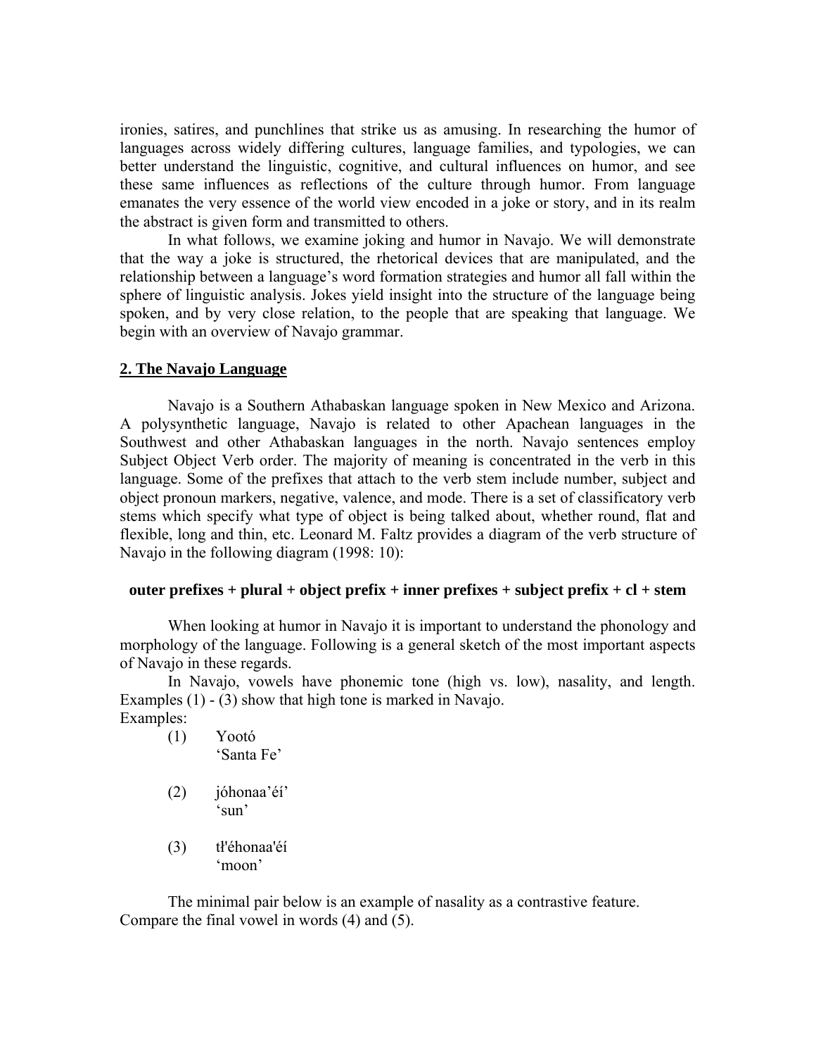ironies, satires, and punchlines that strike us as amusing. In researching the humor of languages across widely differing cultures, language families, and typologies, we can better understand the linguistic, cognitive, and cultural influences on humor, and see these same influences as reflections of the culture through humor. From language emanates the very essence of the world view encoded in a joke or story, and in its realm the abstract is given form and transmitted to others.

In what follows, we examine joking and humor in Navajo. We will demonstrate that the way a joke is structured, the rhetorical devices that are manipulated, and the relationship between a language's word formation strategies and humor all fall within the sphere of linguistic analysis. Jokes yield insight into the structure of the language being spoken, and by very close relation, to the people that are speaking that language. We begin with an overview of Navajo grammar.

## 2. The Navajo Language

Navajo is a Southern Athabaskan language spoken in New Mexico and Arizona. A polysynthetic language, Navajo is related to other Apachean languages in the Southwest and other Athabaskan languages in the north. Navajo sentences employ Subject Object Verb order. The majority of meaning is concentrated in the verb in this language. Some of the prefixes that attach to the verb stem include number, subject and object pronoun markers, negative, valence, and mode. There is a set of classificatory verb stems which specify what type of object is being talked about, whether round, flat and flexible, long and thin, etc. Leonard M. Faltz provides a diagram of the verb structure of Navajo in the following diagram (1998: 10):

**outer prefixes + plural + object prefix + inner prefixes + subject prefix + cl + stem**

When looking at humor in Navajo it is important to understand the phonology and morphology of the language. Following is a general sketch of the most important aspects of Navajo in these regards.

In Navajo, vowels have phonemic tone (high vs. low), nasality, and length. Examples (1) - (3) show that high tone is marked in Navajo.

Examples:

(1) Yootó
'Santa Fe'

(2) jóhonaa'éí'
'sun'

(3) tł'éhonaa'éí
'moon'

The minimal pair below is an example of nasality as a contrastive feature. Compare the final vowel in words (4) and (5).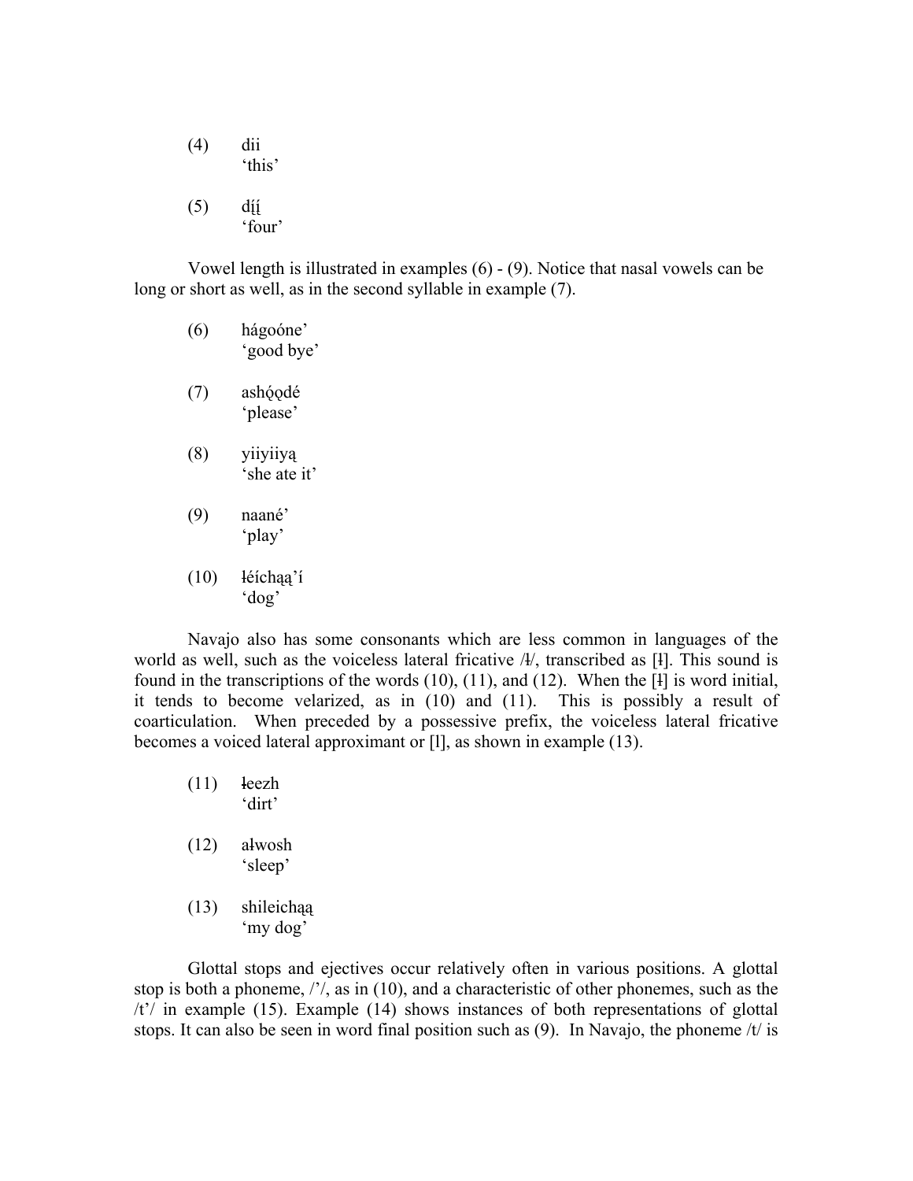(4) dii
'this'

(5) dį́į́
'four'

Vowel length is illustrated in examples (6) - (9). Notice that nasal vowels can be long or short as well, as in the second syllable in example (7).

(6) hágoóne'
'good bye'

(7) ashǫ́ǫdé
'please'

(8) yiiyiiyą
'she ate it'

(9) naané'
'play'

(10) łéíchąą'í
'dog'

Navajo also has some consonants which are less common in languages of the world as well, such as the voiceless lateral fricative /ɬ/, transcribed as [ɬ]. This sound is found in the transcriptions of the words (10), (11), and (12). When the [ɬ] is word initial, it tends to become velarized, as in (10) and (11). This is possibly a result of coarticulation. When preceded by a possessive prefix, the voiceless lateral fricative becomes a voiced lateral approximant or [l], as shown in example (13).

(11) łeezh
'dirt'

(12) ałwosh
'sleep'

(13) shileichąą
'my dog'

Glottal stops and ejectives occur relatively often in various positions. A glottal stop is both a phoneme, /'/, as in (10), and a characteristic of other phonemes, such as the /t'/ in example (15). Example (14) shows instances of both representations of glottal stops. It can also be seen in word final position such as (9). In Navajo, the phoneme /t/ is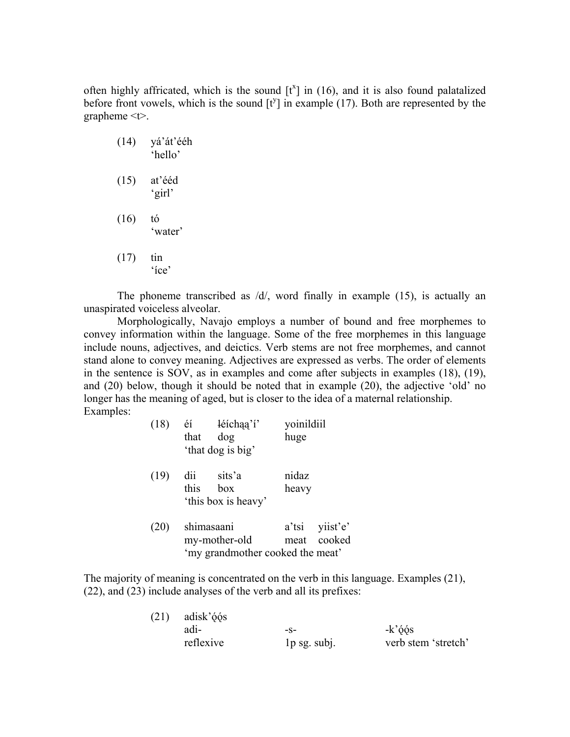often highly affricated, which is the sound [$t^x$] in (16), and it is also found palatalized before front vowels, which is the sound [$t^y$] in example (17). Both are represented by the grapheme <t>.

(14) yá'át'ééh
'hello'

(15) at'ééd
'girl'

(16) tó
'water'

(17) tin
'íce'

The phoneme transcribed as /d/, word finally in example (15), is actually an unaspirated voiceless alveolar.

Morphologically, Navajo employs a number of bound and free morphemes to convey information within the language. Some of the free morphemes in this language include nouns, adjectives, and deictics. Verb stems are not free morphemes, and cannot stand alone to convey meaning. Adjectives are expressed as verbs. The order of elements in the sentence is SOV, as in examples and come after subjects in examples (18), (19), and (20) below, though it should be noted that in example (20), the adjective 'old' no longer has the meaning of aged, but is closer to the idea of a maternal relationship.

Examples:

(18) éí ɫééchąą'í' yoinildiil
that dog huge
'that dog is big'

(19) dii sits'a nidaz
this box heavy
'this box is heavy'

(20) shimasaani a'tsi yiist'e'
my-mother-old meat cooked
'my grandmother cooked the meat'

The majority of meaning is concentrated on the verb in this language. Examples (21), (22), and (23) include analyses of the verb and all its prefixes:

(21) adisk'ǫ́ǫ́s

| adi- | -s- | -k'ǫ́ǫ́s |
|---|---|---|
| reflexive | 1p sg. subj. | verb stem 'stretch' |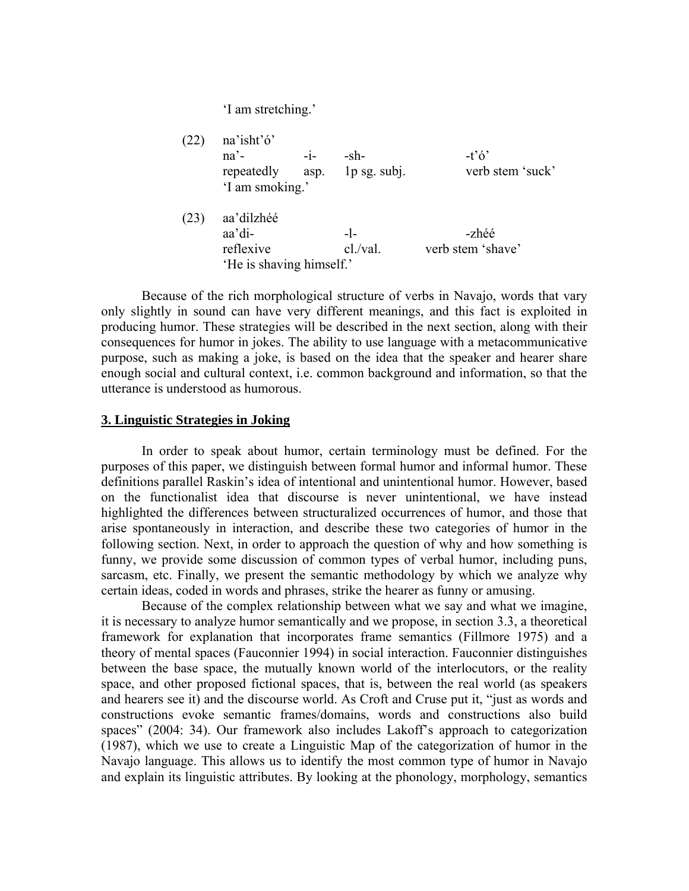'I am stretching.'

(22) na'isht'ó'

| na'- | -i- | -sh- | -t'ó' |
|---|---|---|---|
| repeatedly | asp. | 1p sg. subj. | verb stem 'suck' |

'I am smoking.'

(23) aa'dilzhéé

| aa'di- | -l- | -zhéé |
|---|---|---|
| reflexive | cl./val. | verb stem 'shave' |

'He is shaving himself.'

Because of the rich morphological structure of verbs in Navajo, words that vary only slightly in sound can have very different meanings, and this fact is exploited in producing humor. These strategies will be described in the next section, along with their consequences for humor in jokes. The ability to use language with a metacommunicative purpose, such as making a joke, is based on the idea that the speaker and hearer share enough social and cultural context, i.e. common background and information, so that the utterance is understood as humorous.

## 3. Linguistic Strategies in Joking

In order to speak about humor, certain terminology must be defined. For the purposes of this paper, we distinguish between formal humor and informal humor. These definitions parallel Raskin's idea of intentional and unintentional humor. However, based on the functionalist idea that discourse is never unintentional, we have instead highlighted the differences between structuralized occurrences of humor, and those that arise spontaneously in interaction, and describe these two categories of humor in the following section. Next, in order to approach the question of why and how something is funny, we provide some discussion of common types of verbal humor, including puns, sarcasm, etc. Finally, we present the semantic methodology by which we analyze why certain ideas, coded in words and phrases, strike the hearer as funny or amusing.

Because of the complex relationship between what we say and what we imagine, it is necessary to analyze humor semantically and we propose, in section 3.3, a theoretical framework for explanation that incorporates frame semantics (Fillmore 1975) and a theory of mental spaces (Fauconnier 1994) in social interaction. Fauconnier distinguishes between the base space, the mutually known world of the interlocutors, or the reality space, and other proposed fictional spaces, that is, between the real world (as speakers and hearers see it) and the discourse world. As Croft and Cruse put it, "just as words and constructions evoke semantic frames/domains, words and constructions also build spaces" (2004: 34). Our framework also includes Lakoff's approach to categorization (1987), which we use to create a Linguistic Map of the categorization of humor in the Navajo language. This allows us to identify the most common type of humor in Navajo and explain its linguistic attributes. By looking at the phonology, morphology, semantics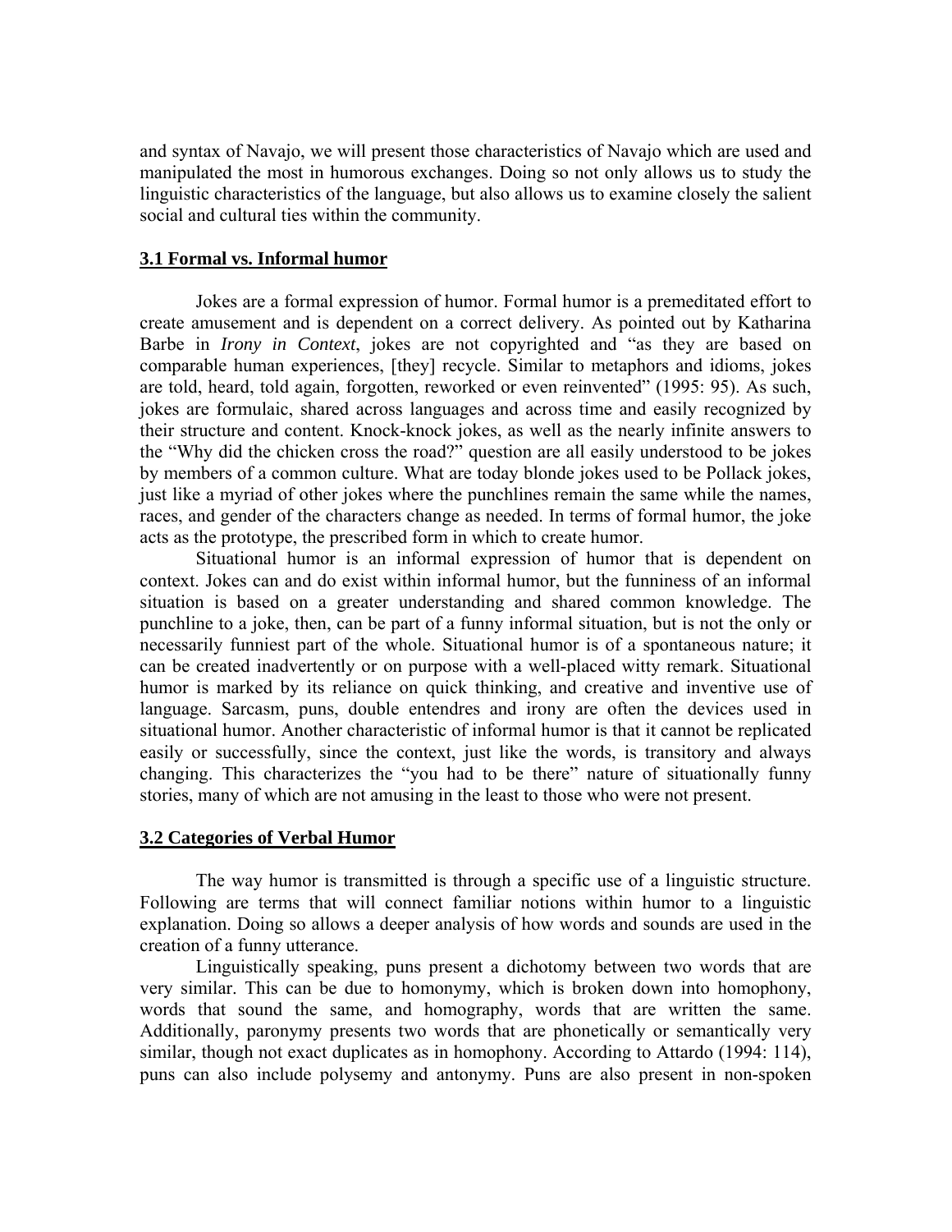and syntax of Navajo, we will present those characteristics of Navajo which are used and manipulated the most in humorous exchanges. Doing so not only allows us to study the linguistic characteristics of the language, but also allows us to examine closely the salient social and cultural ties within the community.

### 3.1 Formal vs. Informal humor

Jokes are a formal expression of humor. Formal humor is a premeditated effort to create amusement and is dependent on a correct delivery. As pointed out by Katharina Barbe in *Irony in Context*, jokes are not copyrighted and "as they are based on comparable human experiences, [they] recycle. Similar to metaphors and idioms, jokes are told, heard, told again, forgotten, reworked or even reinvented" (1995: 95). As such, jokes are formulaic, shared across languages and across time and easily recognized by their structure and content. Knock-knock jokes, as well as the nearly infinite answers to the "Why did the chicken cross the road?" question are all easily understood to be jokes by members of a common culture. What are today blonde jokes used to be Pollack jokes, just like a myriad of other jokes where the punchlines remain the same while the names, races, and gender of the characters change as needed. In terms of formal humor, the joke acts as the prototype, the prescribed form in which to create humor.

Situational humor is an informal expression of humor that is dependent on context. Jokes can and do exist within informal humor, but the funniness of an informal situation is based on a greater understanding and shared common knowledge. The punchline to a joke, then, can be part of a funny informal situation, but is not the only or necessarily funniest part of the whole. Situational humor is of a spontaneous nature; it can be created inadvertently or on purpose with a well-placed witty remark. Situational humor is marked by its reliance on quick thinking, and creative and inventive use of language. Sarcasm, puns, double entendres and irony are often the devices used in situational humor. Another characteristic of informal humor is that it cannot be replicated easily or successfully, since the context, just like the words, is transitory and always changing. This characterizes the "you had to be there" nature of situationally funny stories, many of which are not amusing in the least to those who were not present.

### 3.2 Categories of Verbal Humor

The way humor is transmitted is through a specific use of a linguistic structure. Following are terms that will connect familiar notions within humor to a linguistic explanation. Doing so allows a deeper analysis of how words and sounds are used in the creation of a funny utterance.

Linguistically speaking, puns present a dichotomy between two words that are very similar. This can be due to homonymy, which is broken down into homophony, words that sound the same, and homography, words that are written the same. Additionally, paronymy presents two words that are phonetically or semantically very similar, though not exact duplicates as in homophony. According to Attardo (1994: 114), puns can also include polysemy and antonymy. Puns are also present in non-spoken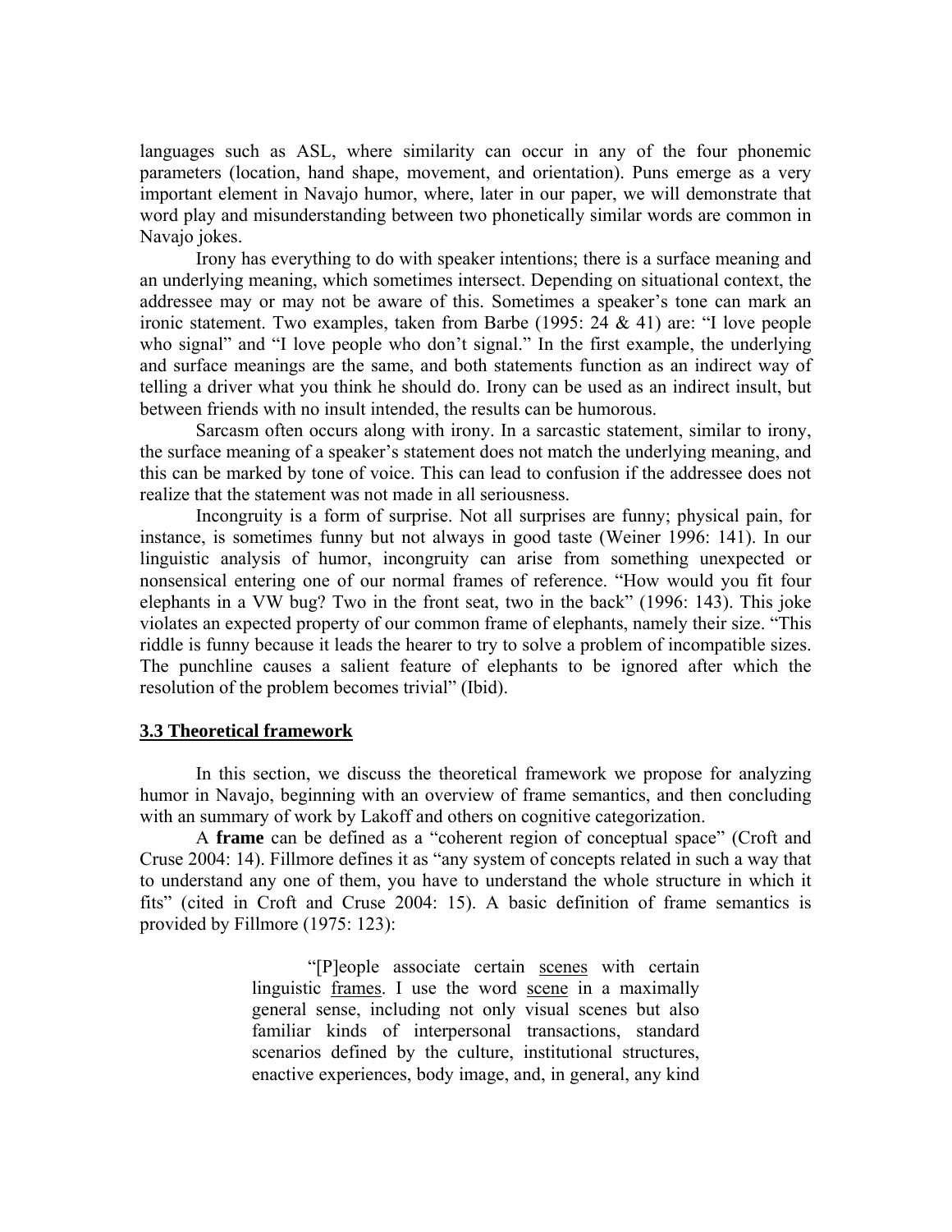languages such as ASL, where similarity can occur in any of the four phonemic parameters (location, hand shape, movement, and orientation). Puns emerge as a very important element in Navajo humor, where, later in our paper, we will demonstrate that word play and misunderstanding between two phonetically similar words are common in Navajo jokes.

Irony has everything to do with speaker intentions; there is a surface meaning and an underlying meaning, which sometimes intersect. Depending on situational context, the addressee may or may not be aware of this. Sometimes a speaker's tone can mark an ironic statement. Two examples, taken from Barbe (1995: 24 & 41) are: "I love people who signal" and "I love people who don't signal." In the first example, the underlying and surface meanings are the same, and both statements function as an indirect way of telling a driver what you think he should do. Irony can be used as an indirect insult, but between friends with no insult intended, the results can be humorous.

Sarcasm often occurs along with irony. In a sarcastic statement, similar to irony, the surface meaning of a speaker's statement does not match the underlying meaning, and this can be marked by tone of voice. This can lead to confusion if the addressee does not realize that the statement was not made in all seriousness.

Incongruity is a form of surprise. Not all surprises are funny; physical pain, for instance, is sometimes funny but not always in good taste (Weiner 1996: 141). In our linguistic analysis of humor, incongruity can arise from something unexpected or nonsensical entering one of our normal frames of reference. "How would you fit four elephants in a VW bug? Two in the front seat, two in the back" (1996: 143). This joke violates an expected property of our common frame of elephants, namely their size. "This riddle is funny because it leads the hearer to try to solve a problem of incompatible sizes. The punchline causes a salient feature of elephants to be ignored after which the resolution of the problem becomes trivial" (Ibid).

### 3.3 Theoretical framework

In this section, we discuss the theoretical framework we propose for analyzing humor in Navajo, beginning with an overview of frame semantics, and then concluding with an summary of work by Lakoff and others on cognitive categorization.

A **frame** can be defined as a "coherent region of conceptual space" (Croft and Cruse 2004: 14). Fillmore defines it as "any system of concepts related in such a way that to understand any one of them, you have to understand the whole structure in which it fits" (cited in Croft and Cruse 2004: 15). A basic definition of frame semantics is provided by Fillmore (1975: 123):

> "[P]eople associate certain scenes with certain linguistic frames. I use the word scene in a maximally general sense, including not only visual scenes but also familiar kinds of interpersonal transactions, standard scenarios defined by the culture, institutional structures, enactive experiences, body image, and, in general, any kind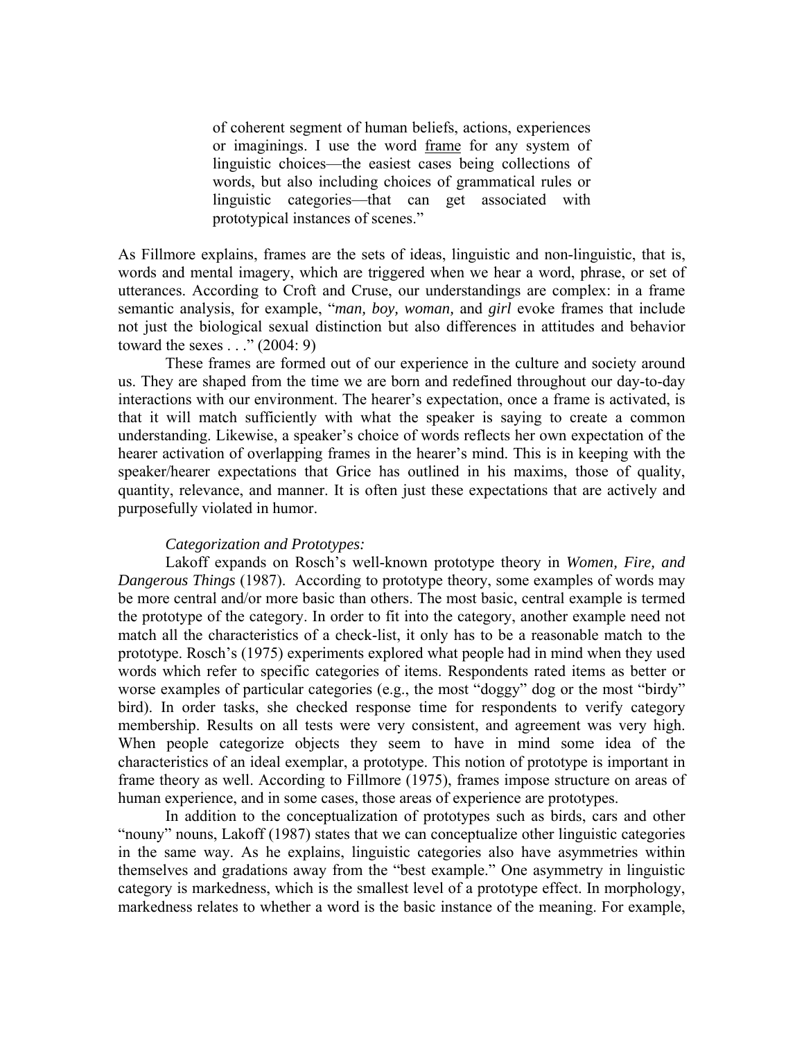> of coherent segment of human beliefs, actions, experiences or imaginings. I use the word <u>frame</u> for any system of linguistic choices—the easiest cases being collections of words, but also including choices of grammatical rules or linguistic categories—that can get associated with prototypical instances of scenes."

As Fillmore explains, frames are the sets of ideas, linguistic and non-linguistic, that is, words and mental imagery, which are triggered when we hear a word, phrase, or set of utterances. According to Croft and Cruse, our understandings are complex: in a frame semantic analysis, for example, "*man, boy, woman,* and *girl* evoke frames that include not just the biological sexual distinction but also differences in attitudes and behavior toward the sexes . . ." (2004: 9)

These frames are formed out of our experience in the culture and society around us. They are shaped from the time we are born and redefined throughout our day-to-day interactions with our environment. The hearer's expectation, once a frame is activated, is that it will match sufficiently with what the speaker is saying to create a common understanding. Likewise, a speaker's choice of words reflects her own expectation of the hearer activation of overlapping frames in the hearer's mind. This is in keeping with the speaker/hearer expectations that Grice has outlined in his maxims, those of quality, quantity, relevance, and manner. It is often just these expectations that are actively and purposefully violated in humor.

*Categorization and Prototypes:*

Lakoff expands on Rosch's well-known prototype theory in *Women, Fire, and Dangerous Things* (1987). According to prototype theory, some examples of words may be more central and/or more basic than others. The most basic, central example is termed the prototype of the category. In order to fit into the category, another example need not match all the characteristics of a check-list, it only has to be a reasonable match to the prototype. Rosch's (1975) experiments explored what people had in mind when they used words which refer to specific categories of items. Respondents rated items as better or worse examples of particular categories (e.g., the most "doggy" dog or the most "birdy" bird). In order tasks, she checked response time for respondents to verify category membership. Results on all tests were very consistent, and agreement was very high. When people categorize objects they seem to have in mind some idea of the characteristics of an ideal exemplar, a prototype. This notion of prototype is important in frame theory as well. According to Fillmore (1975), frames impose structure on areas of human experience, and in some cases, those areas of experience are prototypes.

In addition to the conceptualization of prototypes such as birds, cars and other "nouny" nouns, Lakoff (1987) states that we can conceptualize other linguistic categories in the same way. As he explains, linguistic categories also have asymmetries within themselves and gradations away from the "best example." One asymmetry in linguistic category is markedness, which is the smallest level of a prototype effect. In morphology, markedness relates to whether a word is the basic instance of the meaning. For example,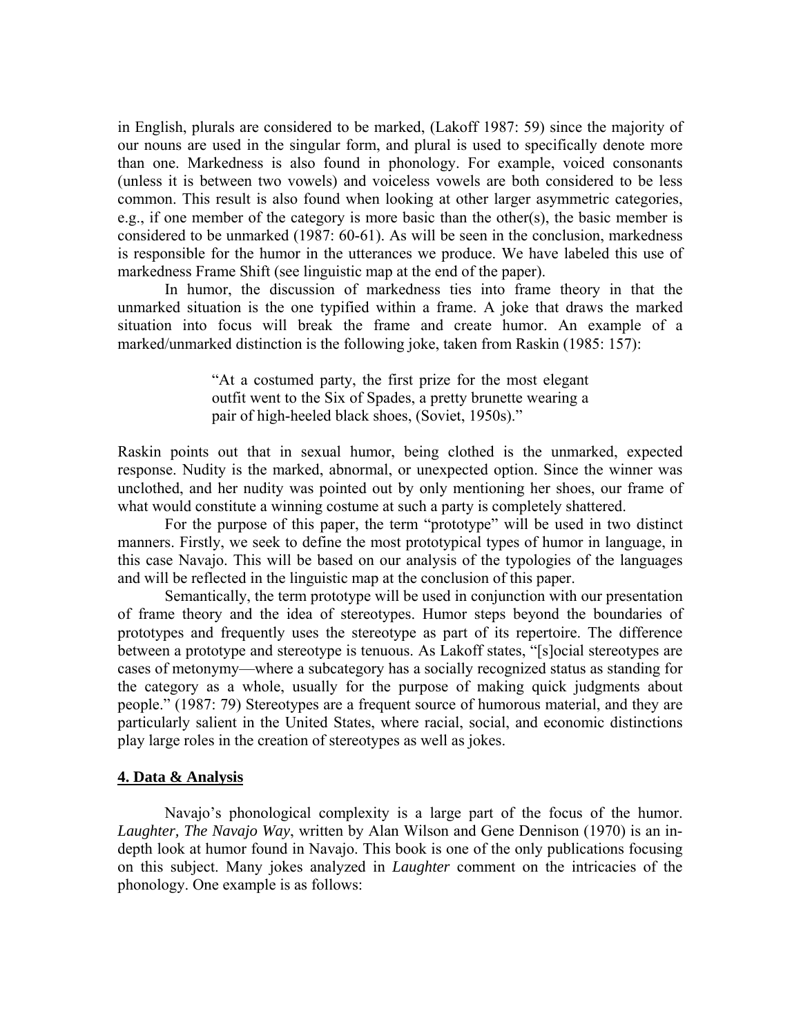in English, plurals are considered to be marked, (Lakoff 1987: 59) since the majority of our nouns are used in the singular form, and plural is used to specifically denote more than one. Markedness is also found in phonology. For example, voiced consonants (unless it is between two vowels) and voiceless vowels are both considered to be less common. This result is also found when looking at other larger asymmetric categories, e.g., if one member of the category is more basic than the other(s), the basic member is considered to be unmarked (1987: 60-61). As will be seen in the conclusion, markedness is responsible for the humor in the utterances we produce. We have labeled this use of markedness Frame Shift (see linguistic map at the end of the paper).

In humor, the discussion of markedness ties into frame theory in that the unmarked situation is the one typified within a frame. A joke that draws the marked situation into focus will break the frame and create humor. An example of a marked/unmarked distinction is the following joke, taken from Raskin (1985: 157):

> "At a costumed party, the first prize for the most elegant outfit went to the Six of Spades, a pretty brunette wearing a pair of high-heeled black shoes, (Soviet, 1950s)."

Raskin points out that in sexual humor, being clothed is the unmarked, expected response. Nudity is the marked, abnormal, or unexpected option. Since the winner was unclothed, and her nudity was pointed out by only mentioning her shoes, our frame of what would constitute a winning costume at such a party is completely shattered.

For the purpose of this paper, the term "prototype" will be used in two distinct manners. Firstly, we seek to define the most prototypical types of humor in language, in this case Navajo. This will be based on our analysis of the typologies of the languages and will be reflected in the linguistic map at the conclusion of this paper.

Semantically, the term prototype will be used in conjunction with our presentation of frame theory and the idea of stereotypes. Humor steps beyond the boundaries of prototypes and frequently uses the stereotype as part of its repertoire. The difference between a prototype and stereotype is tenuous. As Lakoff states, "[s]ocial stereotypes are cases of metonymy—where a subcategory has a socially recognized status as standing for the category as a whole, usually for the purpose of making quick judgments about people." (1987: 79) Stereotypes are a frequent source of humorous material, and they are particularly salient in the United States, where racial, social, and economic distinctions play large roles in the creation of stereotypes as well as jokes.

## 4. Data & Analysis

Navajo's phonological complexity is a large part of the focus of the humor. *Laughter, The Navajo Way*, written by Alan Wilson and Gene Dennison (1970) is an in-depth look at humor found in Navajo. This book is one of the only publications focusing on this subject. Many jokes analyzed in *Laughter* comment on the intricacies of the phonology. One example is as follows: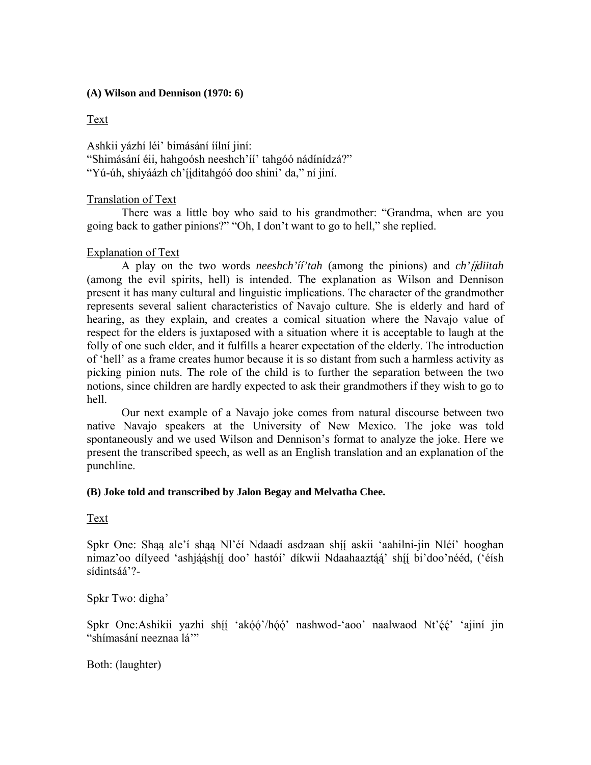**(A) Wilson and Dennison (1970: 6)**

Text

Ashkii yázhí léi' bimásání ííłní jiní:
"Shimásání éii, hahgoósh neeshch'íí' tahgóó nádínídzá?"
"Yú-úh, shiyáázh ch'į́įditahgóó doo shini' da," ní jiní.

Translation of Text

There was a little boy who said to his grandmother: "Grandma, when are you going back to gather pinions?" "Oh, I don't want to go to hell," she replied.

Explanation of Text

A play on the two words *neeshch'íí'tah* (among the pinions) and *ch'į́įdiitah* (among the evil spirits, hell) is intended. The explanation as Wilson and Dennison present it has many cultural and linguistic implications. The character of the grandmother represents several salient characteristics of Navajo culture. She is elderly and hard of hearing, as they explain, and creates a comical situation where the Navajo value of respect for the elders is juxtaposed with a situation where it is acceptable to laugh at the folly of one such elder, and it fulfills a hearer expectation of the elderly. The introduction of 'hell' as a frame creates humor because it is so distant from such a harmless activity as picking pinion nuts. The role of the child is to further the separation between the two notions, since children are hardly expected to ask their grandmothers if they wish to go to hell.

Our next example of a Navajo joke comes from natural discourse between two native Navajo speakers at the University of New Mexico. The joke was told spontaneously and we used Wilson and Dennison's format to analyze the joke. Here we present the transcribed speech, as well as an English translation and an explanation of the punchline.

**(B) Joke told and transcribed by Jalon Begay and Melvatha Chee.**

Text

Spkr One: Shą̨ą̨ ale'í shą̨ą̨ Nl'éí Ndaadí asdzaan shį́į askii 'aahiłni-jin Nléí' hooghan nimaz'oo dílyeed 'ashją́ą́shį́į doo' hastói' díkwii Ndaahaaztą́ą́' shį́į bi'doo'nééd, ('éísh sídintsáá'?-

Spkr Two: digha'

Spkr One:Ashikii yazhi shį́į 'akǫ́ǫ́'/hǫ́ǫ́' nashwod-'aoo' naalwaod Nt'ę́ę́' 'ajiní jin "shímasání neeznaa lá'"

Both: (laughter)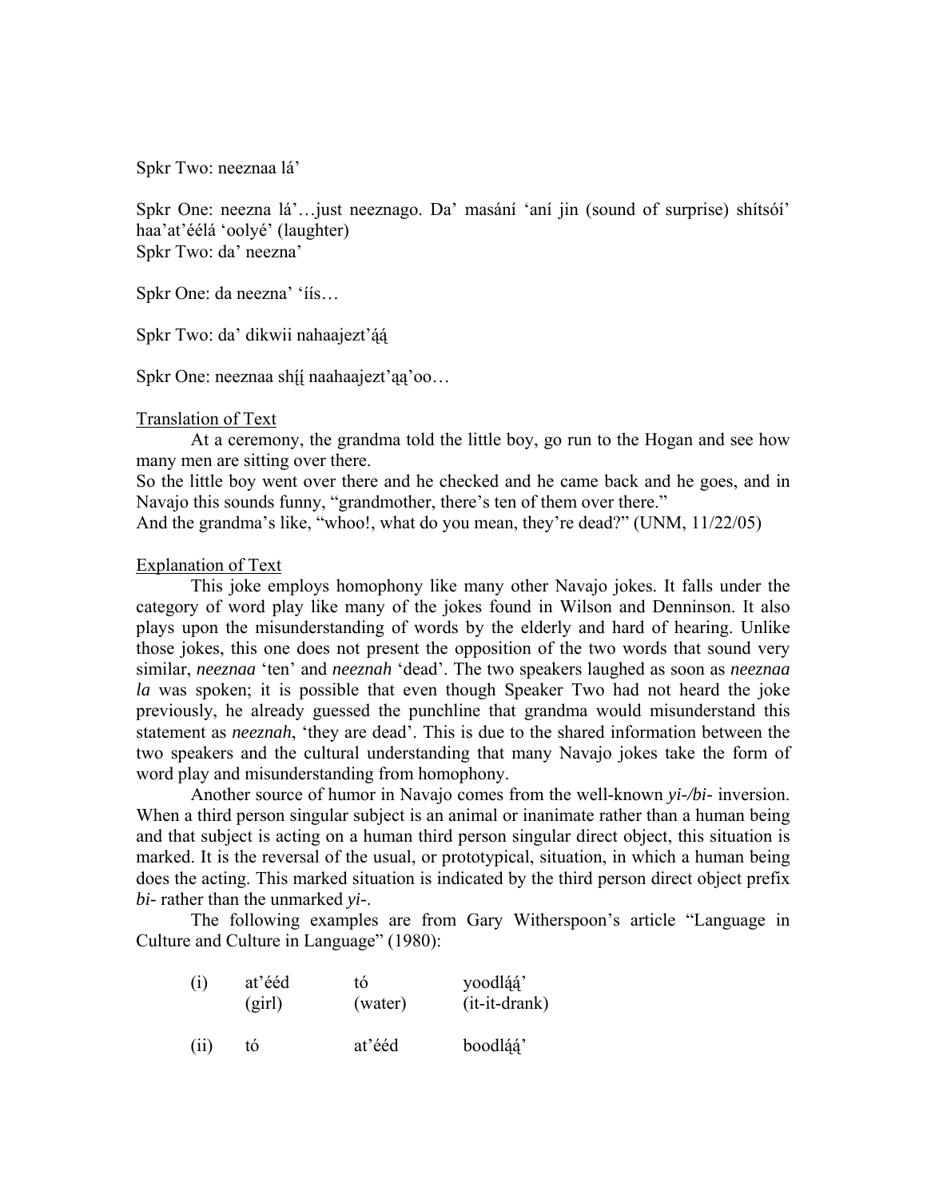Spkr Two: neeznaa lá'

Spkr One: neezna lá'…just neeznago. Da' masání 'aní jin (sound of surprise) shítsói' haa'at'éélá 'oolyé' (laughter)
Spkr Two: da' neezna'

Spkr One: da neezna' 'íís…

Spkr Two: da' dikwii nahaajezt'ą́ą́

Spkr One: neeznaa shį́į́ naahaajezt'ąą'oo…

## Translation of Text

At a ceremony, the grandma told the little boy, go run to the Hogan and see how many men are sitting over there.
So the little boy went over there and he checked and he came back and he goes, and in Navajo this sounds funny, "grandmother, there's ten of them over there."
And the grandma's like, "whoo!, what do you mean, they're dead?" (UNM, 11/22/05)

## Explanation of Text

This joke employs homophony like many other Navajo jokes. It falls under the category of word play like many of the jokes found in Wilson and Denninson. It also plays upon the misunderstanding of words by the elderly and hard of hearing. Unlike those jokes, this one does not present the opposition of the two words that sound very similar, *neeznaa* 'ten' and *neeznah* 'dead'. The two speakers laughed as soon as *neeznaa la* was spoken; it is possible that even though Speaker Two had not heard the joke previously, he already guessed the punchline that grandma would misunderstand this statement as *neeznah*, 'they are dead'. This is due to the shared information between the two speakers and the cultural understanding that many Navajo jokes take the form of word play and misunderstanding from homophony.

Another source of humor in Navajo comes from the well-known *yi-/bi-* inversion. When a third person singular subject is an animal or inanimate rather than a human being and that subject is acting on a human third person singular direct object, this situation is marked. It is the reversal of the usual, or prototypical, situation, in which a human being does the acting. This marked situation is indicated by the third person direct object prefix *bi-* rather than the unmarked *yi-*.

The following examples are from Gary Witherspoon's article "Language in Culture and Culture in Language" (1980):

| | | | |
|---|---|---|---|
| (i) | at'ééd (girl) | tó (water) | yoodlą́ą́' (it-it-drank) |
| (ii) | tó | at'ééd | boodlą́ą́' |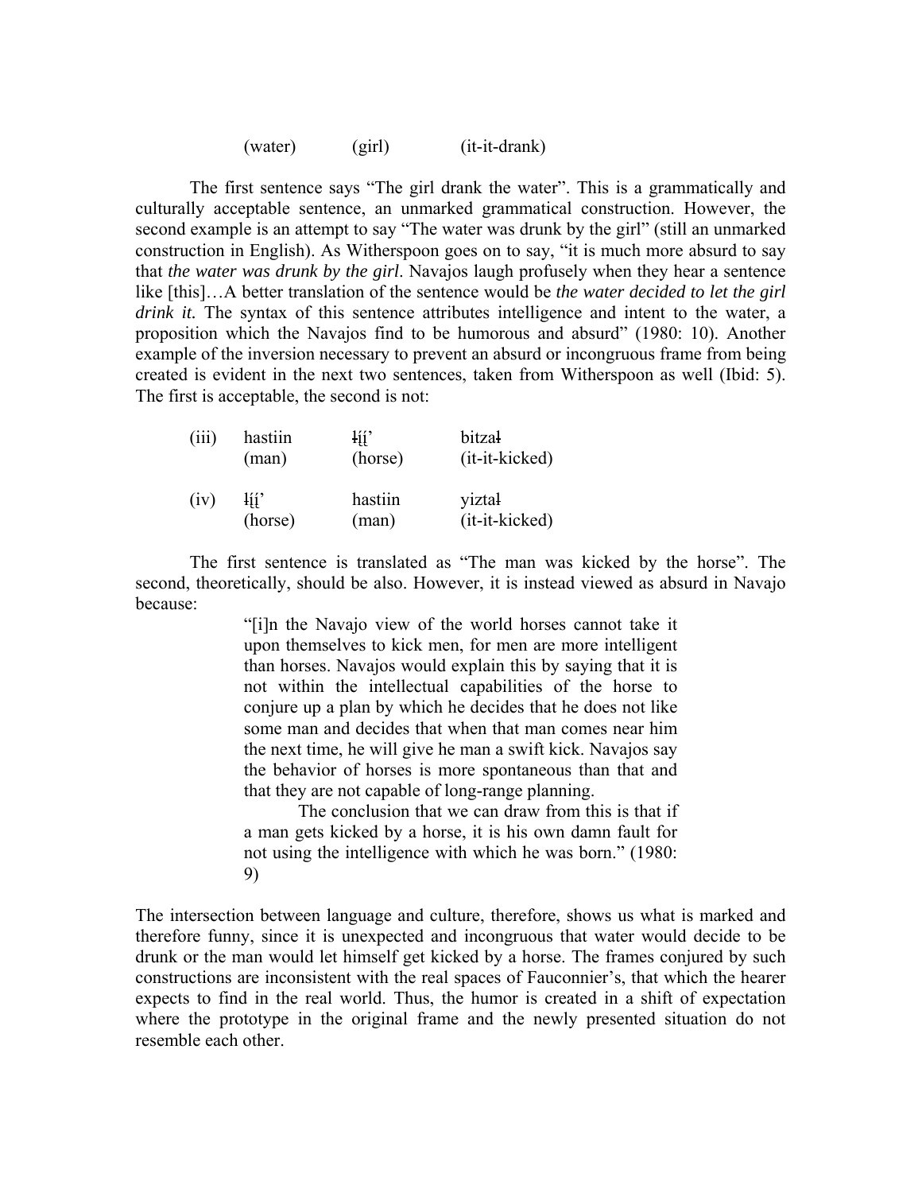(water) (girl) (it-it-drank)

The first sentence says "The girl drank the water". This is a grammatically and culturally acceptable sentence, an unmarked grammatical construction. However, the second example is an attempt to say "The water was drunk by the girl" (still an unmarked construction in English). As Witherspoon goes on to say, "it is much more absurd to say that *the water was drunk by the girl*. Navajos laugh profusely when they hear a sentence like [this]…A better translation of the sentence would be *the water decided to let the girl drink it.* The syntax of this sentence attributes intelligence and intent to the water, a proposition which the Navajos find to be humorous and absurd" (1980: 10). Another example of the inversion necessary to prevent an absurd or incongruous frame from being created is evident in the next two sentences, taken from Witherspoon as well (Ibid: 5). The first is acceptable, the second is not:

| | | | |
|---|---|---|---|
| (iii) | hastiin | łį́į́' | bitzał |
| | (man) | (horse) | (it-it-kicked) |
| (iv) | łį́į́' | hastiin | yiztał |
| | (horse) | (man) | (it-it-kicked) |

The first sentence is translated as "The man was kicked by the horse". The second, theoretically, should be also. However, it is instead viewed as absurd in Navajo because:

> "[i]n the Navajo view of the world horses cannot take it upon themselves to kick men, for men are more intelligent than horses. Navajos would explain this by saying that it is not within the intellectual capabilities of the horse to conjure up a plan by which he decides that he does not like some man and decides that when that man comes near him the next time, he will give he man a swift kick. Navajos say the behavior of horses is more spontaneous than that and that they are not capable of long-range planning.
>
> The conclusion that we can draw from this is that if a man gets kicked by a horse, it is his own damn fault for not using the intelligence with which he was born." (1980: 9)

The intersection between language and culture, therefore, shows us what is marked and therefore funny, since it is unexpected and incongruous that water would decide to be drunk or the man would let himself get kicked by a horse. The frames conjured by such constructions are inconsistent with the real spaces of Fauconnier's, that which the hearer expects to find in the real world. Thus, the humor is created in a shift of expectation where the prototype in the original frame and the newly presented situation do not resemble each other.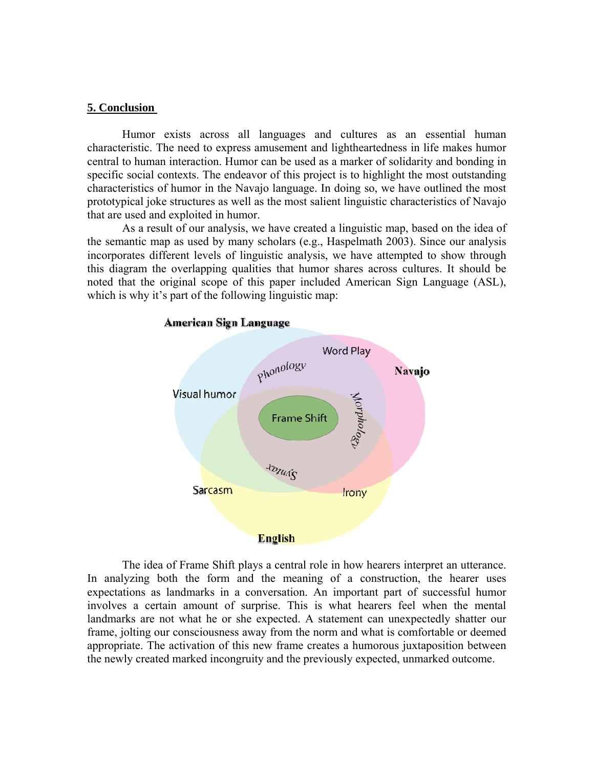**5. Conclusion**

Humor exists across all languages and cultures as an essential human characteristic. The need to express amusement and lightheartedness in life makes humor central to human interaction. Humor can be used as a marker of solidarity and bonding in specific social contexts. The endeavor of this project is to highlight the most outstanding characteristics of humor in the Navajo language. In doing so, we have outlined the most prototypical joke structures as well as the most salient linguistic characteristics of Navajo that are used and exploited in humor.

As a result of our analysis, we have created a linguistic map, based on the idea of the semantic map as used by many scholars (e.g., Haspelmath 2003). Since our analysis incorporates different levels of linguistic analysis, we have attempted to show through this diagram the overlapping qualities that humor shares across cultures. It should be noted that the original scope of this paper included American Sign Language (ASL), which is why it's part of the following linguistic map:

The idea of Frame Shift plays a central role in how hearers interpret an utterance. In analyzing both the form and the meaning of a construction, the hearer uses expectations as landmarks in a conversation. An important part of successful humor involves a certain amount of surprise. This is what hearers feel when the mental landmarks are not what he or she expected. A statement can unexpectedly shatter our frame, jolting our consciousness away from the norm and what is comfortable or deemed appropriate. The activation of this new frame creates a humorous juxtaposition between the newly created marked incongruity and the previously expected, unmarked outcome.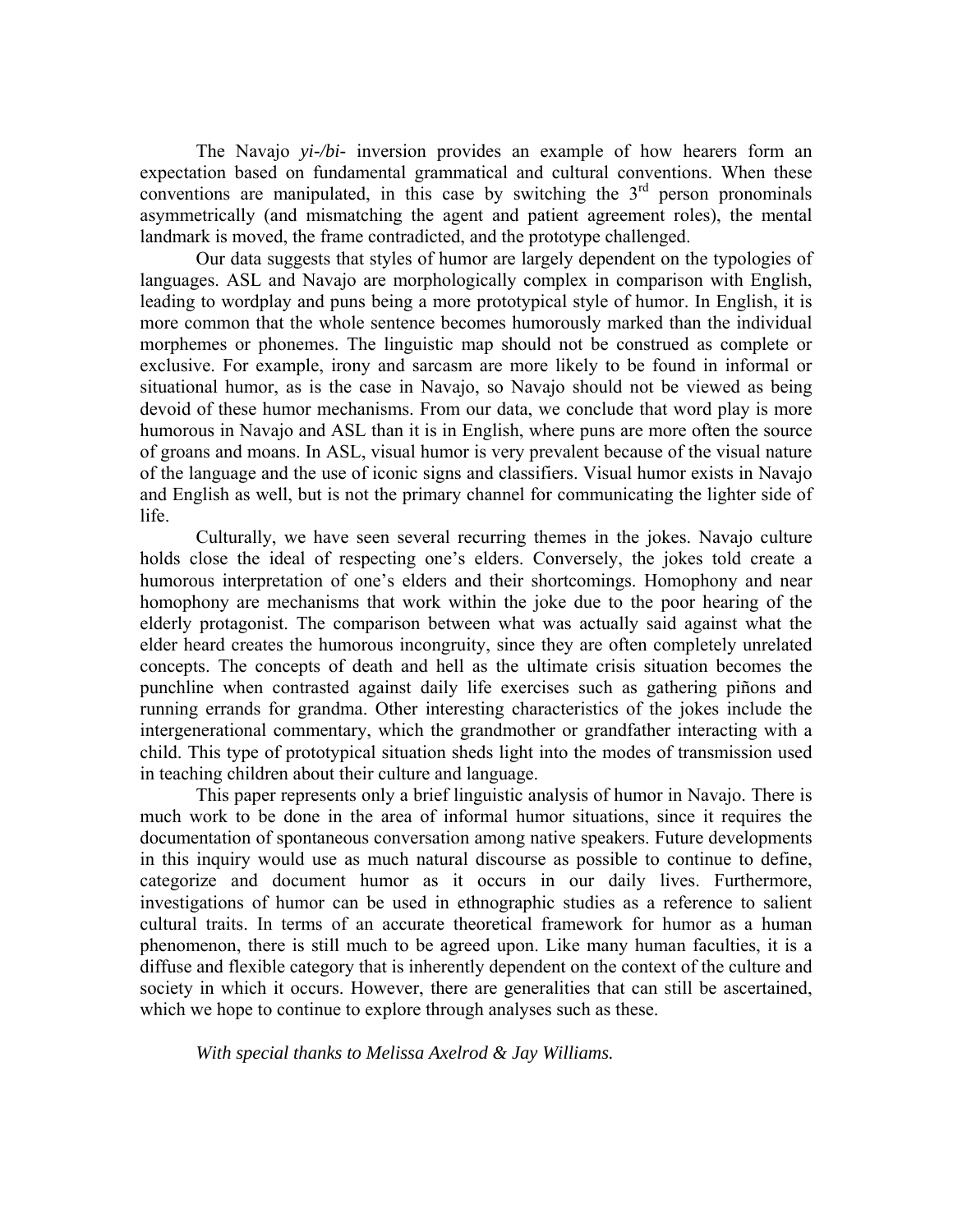The Navajo *yi-/bi-* inversion provides an example of how hearers form an expectation based on fundamental grammatical and cultural conventions. When these conventions are manipulated, in this case by switching the 3rd person pronominals asymmetrically (and mismatching the agent and patient agreement roles), the mental landmark is moved, the frame contradicted, and the prototype challenged.

Our data suggests that styles of humor are largely dependent on the typologies of languages. ASL and Navajo are morphologically complex in comparison with English, leading to wordplay and puns being a more prototypical style of humor. In English, it is more common that the whole sentence becomes humorously marked than the individual morphemes or phonemes. The linguistic map should not be construed as complete or exclusive. For example, irony and sarcasm are more likely to be found in informal or situational humor, as is the case in Navajo, so Navajo should not be viewed as being devoid of these humor mechanisms. From our data, we conclude that word play is more humorous in Navajo and ASL than it is in English, where puns are more often the source of groans and moans. In ASL, visual humor is very prevalent because of the visual nature of the language and the use of iconic signs and classifiers. Visual humor exists in Navajo and English as well, but is not the primary channel for communicating the lighter side of life.

Culturally, we have seen several recurring themes in the jokes. Navajo culture holds close the ideal of respecting one's elders. Conversely, the jokes told create a humorous interpretation of one's elders and their shortcomings. Homophony and near homophony are mechanisms that work within the joke due to the poor hearing of the elderly protagonist. The comparison between what was actually said against what the elder heard creates the humorous incongruity, since they are often completely unrelated concepts. The concepts of death and hell as the ultimate crisis situation becomes the punchline when contrasted against daily life exercises such as gathering piñons and running errands for grandma. Other interesting characteristics of the jokes include the intergenerational commentary, which the grandmother or grandfather interacting with a child. This type of prototypical situation sheds light into the modes of transmission used in teaching children about their culture and language.

This paper represents only a brief linguistic analysis of humor in Navajo. There is much work to be done in the area of informal humor situations, since it requires the documentation of spontaneous conversation among native speakers. Future developments in this inquiry would use as much natural discourse as possible to continue to define, categorize and document humor as it occurs in our daily lives. Furthermore, investigations of humor can be used in ethnographic studies as a reference to salient cultural traits. In terms of an accurate theoretical framework for humor as a human phenomenon, there is still much to be agreed upon. Like many human faculties, it is a diffuse and flexible category that is inherently dependent on the context of the culture and society in which it occurs. However, there are generalities that can still be ascertained, which we hope to continue to explore through analyses such as these.

*With special thanks to Melissa Axelrod & Jay Williams.*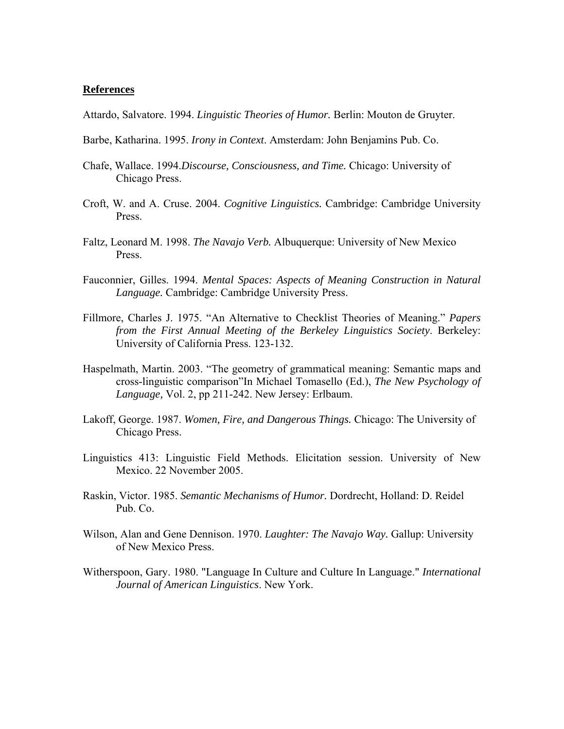## References

Attardo, Salvatore. 1994. *Linguistic Theories of Humor.* Berlin: Mouton de Gruyter.

Barbe, Katharina. 1995. *Irony in Context*. Amsterdam: John Benjamins Pub. Co.

Chafe, Wallace. 1994.*Discourse, Consciousness, and Time.* Chicago: University of Chicago Press.

Croft, W. and A. Cruse. 2004. *Cognitive Linguistics.* Cambridge: Cambridge University Press.

Faltz, Leonard M. 1998. *The Navajo Verb.* Albuquerque: University of New Mexico Press.

Fauconnier, Gilles. 1994. *Mental Spaces: Aspects of Meaning Construction in Natural Language.* Cambridge: Cambridge University Press.

Fillmore, Charles J. 1975. "An Alternative to Checklist Theories of Meaning." *Papers from the First Annual Meeting of the Berkeley Linguistics Society*. Berkeley: University of California Press. 123-132.

Haspelmath, Martin. 2003. "The geometry of grammatical meaning: Semantic maps and cross-linguistic comparison"In Michael Tomasello (Ed.), *The New Psychology of Language,* Vol. 2, pp 211-242. New Jersey: Erlbaum.

Lakoff, George. 1987. *Women, Fire, and Dangerous Things.* Chicago: The University of Chicago Press.

Linguistics 413: Linguistic Field Methods. Elicitation session. University of New Mexico. 22 November 2005.

Raskin, Victor. 1985. *Semantic Mechanisms of Humor.* Dordrecht, Holland: D. Reidel Pub. Co.

Wilson, Alan and Gene Dennison. 1970. *Laughter: The Navajo Way*. Gallup: University of New Mexico Press.

Witherspoon, Gary. 1980. "Language In Culture and Culture In Language." *International Journal of American Linguistics*. New York.